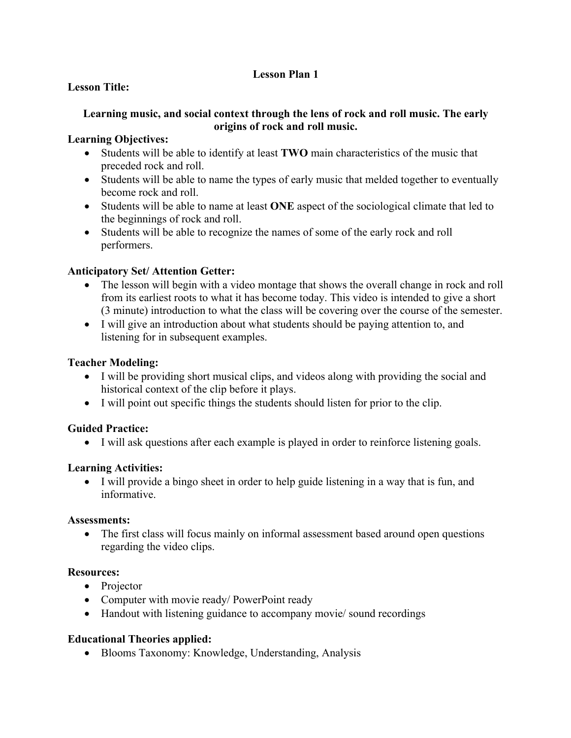# Lesson Plan 1

**Lesson Title:**

**Learning music, and social context through the lens of rock and roll music. The early origins of rock and roll music.**

**Learning Objectives:**

- Students will be able to identify at least **TWO** main characteristics of the music that preceded rock and roll.
- Students will be able to name the types of early music that melded together to eventually become rock and roll.
- Students will be able to name at least **ONE** aspect of the sociological climate that led to the beginnings of rock and roll.
- Students will be able to recognize the names of some of the early rock and roll performers.

**Anticipatory Set/ Attention Getter:**

- The lesson will begin with a video montage that shows the overall change in rock and roll from its earliest roots to what it has become today. This video is intended to give a short (3 minute) introduction to what the class will be covering over the course of the semester.
- I will give an introduction about what students should be paying attention to, and listening for in subsequent examples.

**Teacher Modeling:**

- I will be providing short musical clips, and videos along with providing the social and historical context of the clip before it plays.
- I will point out specific things the students should listen for prior to the clip.

**Guided Practice:**

- I will ask questions after each example is played in order to reinforce listening goals.

**Learning Activities:**

- I will provide a bingo sheet in order to help guide listening in a way that is fun, and informative.

**Assessments:**

- The first class will focus mainly on informal assessment based around open questions regarding the video clips.

**Resources:**

- Projector
- Computer with movie ready/ PowerPoint ready
- Handout with listening guidance to accompany movie/ sound recordings

**Educational Theories applied:**

- Blooms Taxonomy: Knowledge, Understanding, Analysis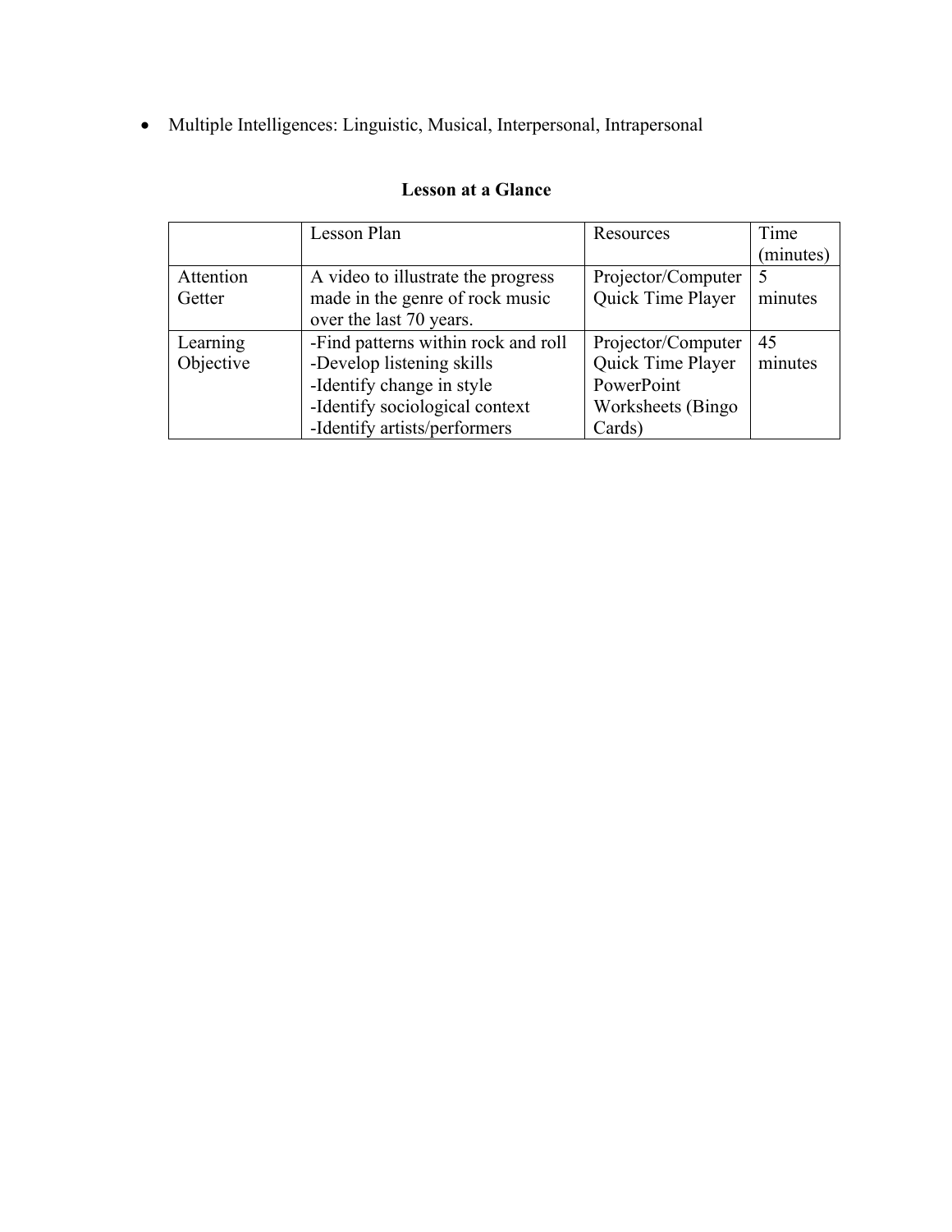- Multiple Intelligences: Linguistic, Musical, Interpersonal, Intrapersonal

**Lesson at a Glance**

| | Lesson Plan | Resources | Time (minutes) |
|---|---|---|---|
| Attention Getter | A video to illustrate the progress made in the genre of rock music over the last 70 years. | Projector/Computer<br>Quick Time Player | 5 minutes |
| Learning Objective | -Find patterns within rock and roll<br>-Develop listening skills<br>-Identify change in style<br>-Identify sociological context<br>-Identify artists/performers | Projector/Computer<br>Quick Time Player<br>PowerPoint<br>Worksheets (Bingo Cards) | 45 minutes |